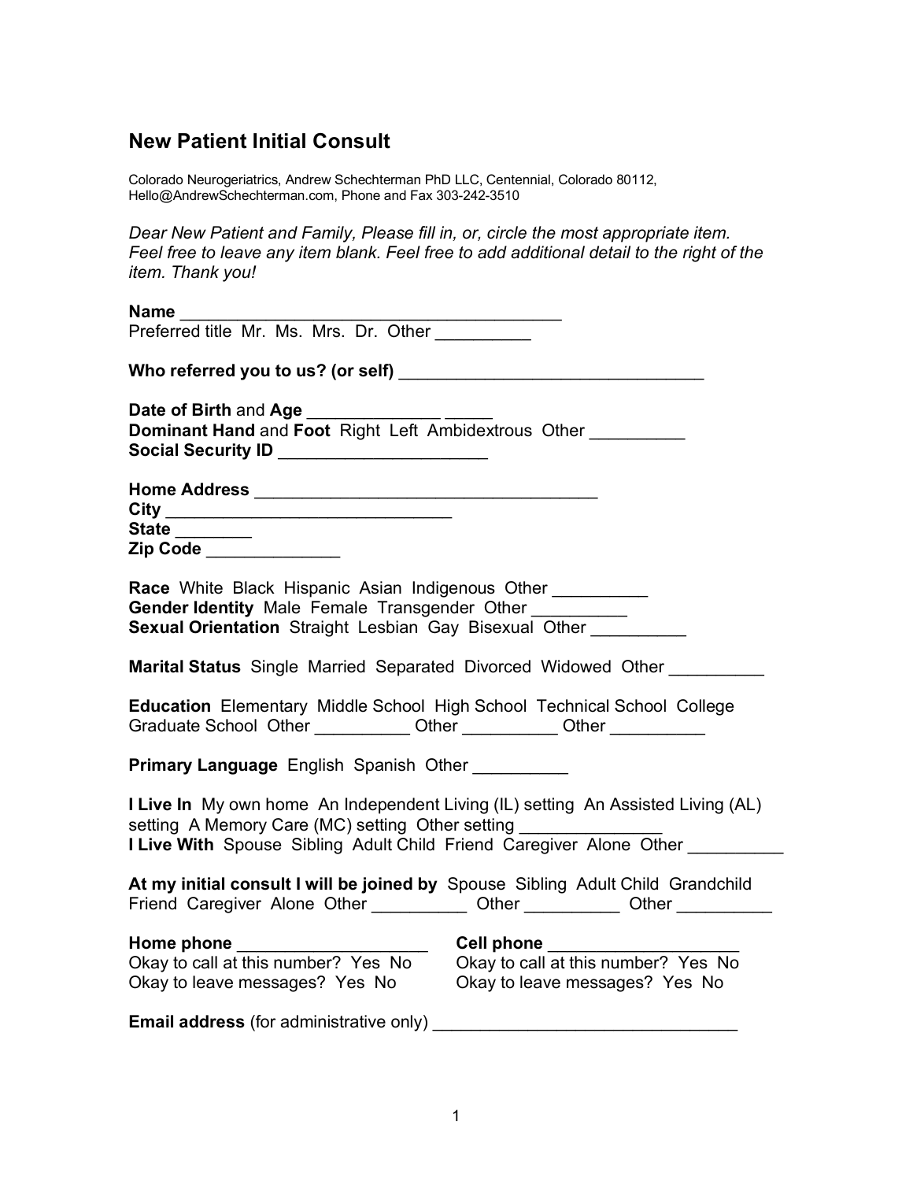# New Patient Initial Consult

Colorado Neurogeriatrics, Andrew Schechterman PhD LLC, Centennial, Colorado 80112, Hello@AndrewSchechterman.com, Phone and Fax 303-242-3510

*Dear New Patient and Family, Please fill in, or, circle the most appropriate item. Feel free to leave any item blank. Feel free to add additional detail to the right of the item. Thank you!*

**Name** ________________________________________
Preferred title Mr. Ms. Mrs. Dr. Other __________

**Who referred you to us? (or self)** ________________________________

**Date of Birth** and **Age** ______________ _____
**Dominant Hand** and **Foot** Right Left Ambidextrous Other __________
**Social Security ID** ______________________

**Home Address** ____________________________________
**City** ______________________________
**State** ________
**Zip Code** ______________

**Race** White Black Hispanic Asian Indigenous Other __________
**Gender Identity** Male Female Transgender Other __________
**Sexual Orientation** Straight Lesbian Gay Bisexual Other __________

**Marital Status** Single Married Separated Divorced Widowed Other __________

**Education** Elementary Middle School High School Technical School College Graduate School Other __________ Other __________ Other __________

**Primary Language** English Spanish Other __________

**I Live In** My own home An Independent Living (IL) setting An Assisted Living (AL) setting A Memory Care (MC) setting Other setting ______________
**I Live With** Spouse Sibling Adult Child Friend Caregiver Alone Other __________

**At my initial consult I will be joined by** Spouse Sibling Adult Child Grandchild Friend Caregiver Alone Other __________ Other __________ Other __________

**Home phone** ____________________
Okay to call at this number? Yes No
Okay to leave messages? Yes No

**Cell phone** ____________________
Okay to call at this number? Yes No
Okay to leave messages? Yes No

**Email address** (for administrative only) ________________________________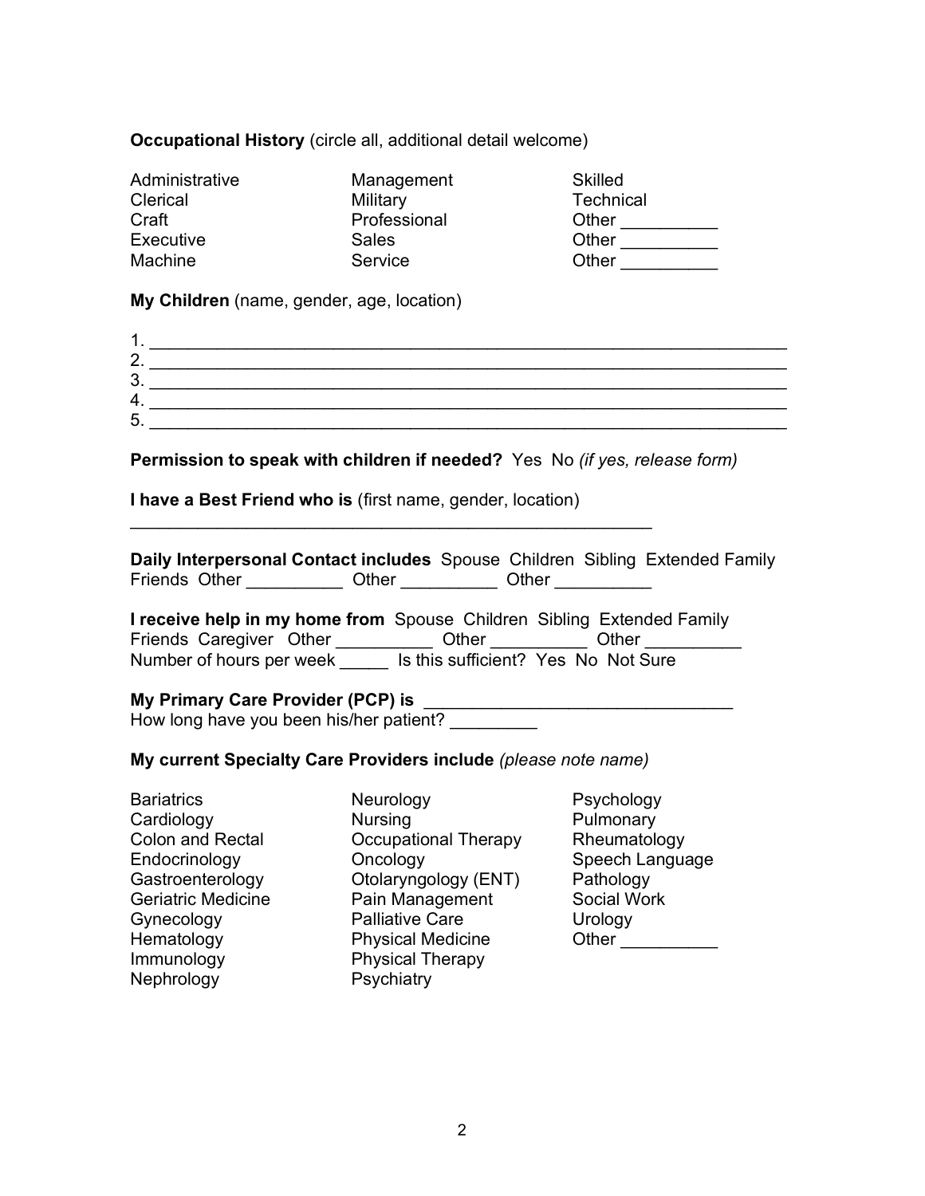**Occupational History** (circle all, additional detail welcome)

| | | |
|---|---|---|
| Administrative | Management | Skilled |
| Clerical | Military | Technical |
| Craft | Professional | Other __________ |
| Executive | Sales | Other __________ |
| Machine | Service | Other __________ |

**My Children** (name, gender, age, location)

1. ________________________________________________________________
2. ________________________________________________________________
3. ________________________________________________________________
4. ________________________________________________________________
5. ________________________________________________________________

**Permission to speak with children if needed?** Yes No *(if yes, release form)*

**I have a Best Friend who is** (first name, gender, location)

_________________________________________________________

**Daily Interpersonal Contact includes** Spouse Children Sibling Extended Family Friends Other __________ Other __________ Other __________

**I receive help in my home from** Spouse Children Sibling Extended Family Friends Caregiver Other __________ Other __________ Other __________
Number of hours per week _____ Is this sufficient? Yes No Not Sure

**My Primary Care Provider (PCP) is** ________________________________
How long have you been his/her patient? _________

**My current Specialty Care Providers include** *(please note name)*

| | | |
|---|---|---|
| Bariatrics | Neurology | Psychology |
| Cardiology | Nursing | Pulmonary |
| Colon and Rectal | Occupational Therapy | Rheumatology |
| Endocrinology | Oncology | Speech Language |
| Gastroenterology | Otolaryngology (ENT) | Pathology |
| Geriatric Medicine | Pain Management | Social Work |
| Gynecology | Palliative Care | Urology |
| Hematology | Physical Medicine | Other __________ |
| Immunology | Physical Therapy | |
| Nephrology | Psychiatry | |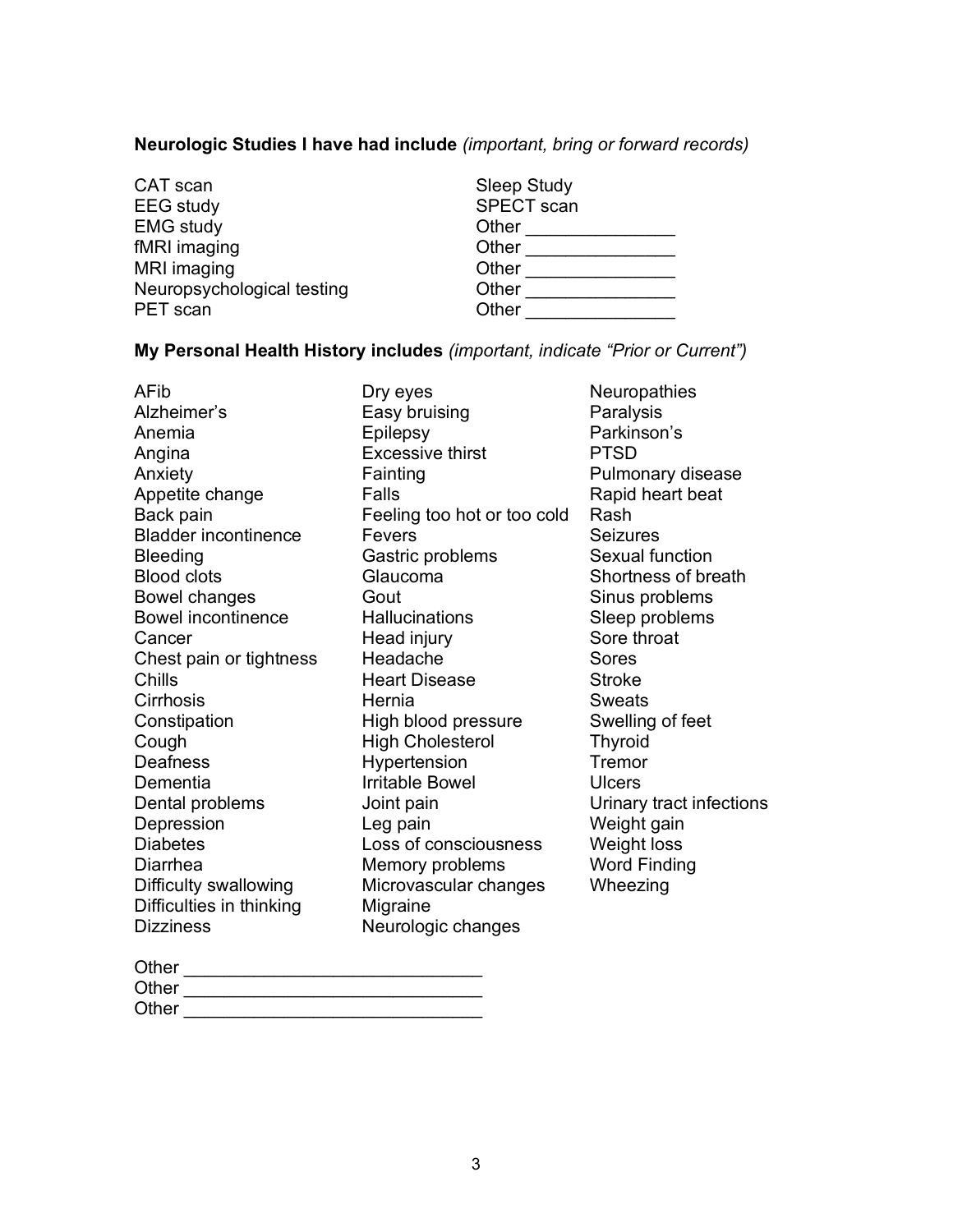**Neurologic Studies I have had include** *(important, bring or forward records)*

CAT scan
EEG study
EMG study
fMRI imaging
MRI imaging
Neuropsychological testing
PET scan
Sleep Study
SPECT scan
Other _______________
Other _______________
Other _______________
Other _______________
Other _______________

**My Personal Health History includes** *(important, indicate "Prior or Current")*

AFib
Alzheimer's
Anemia
Angina
Anxiety
Appetite change
Back pain
Bladder incontinence
Bleeding
Blood clots
Bowel changes
Bowel incontinence
Cancer
Chest pain or tightness
Chills
Cirrhosis
Constipation
Cough
Deafness
Dementia
Dental problems
Depression
Diabetes
Diarrhea
Difficulty swallowing
Difficulties in thinking
Dizziness
Dry eyes
Easy bruising
Epilepsy
Excessive thirst
Fainting
Falls
Feeling too hot or too cold
Fevers
Gastric problems
Glaucoma
Gout
Hallucinations
Head injury
Headache
Heart Disease
Hernia
High blood pressure
High Cholesterol
Hypertension
Irritable Bowel
Joint pain
Leg pain
Loss of consciousness
Memory problems
Microvascular changes
Migraine
Neurologic changes
Neuropathies
Paralysis
Parkinson's
PTSD
Pulmonary disease
Rapid heart beat
Rash
Seizures
Sexual function
Shortness of breath
Sinus problems
Sleep problems
Sore throat
Sores
Stroke
Sweats
Swelling of feet
Thyroid
Tremor
Ulcers
Urinary tract infections
Weight gain
Weight loss
Word Finding
Wheezing

Other ______________________________
Other ______________________________
Other ______________________________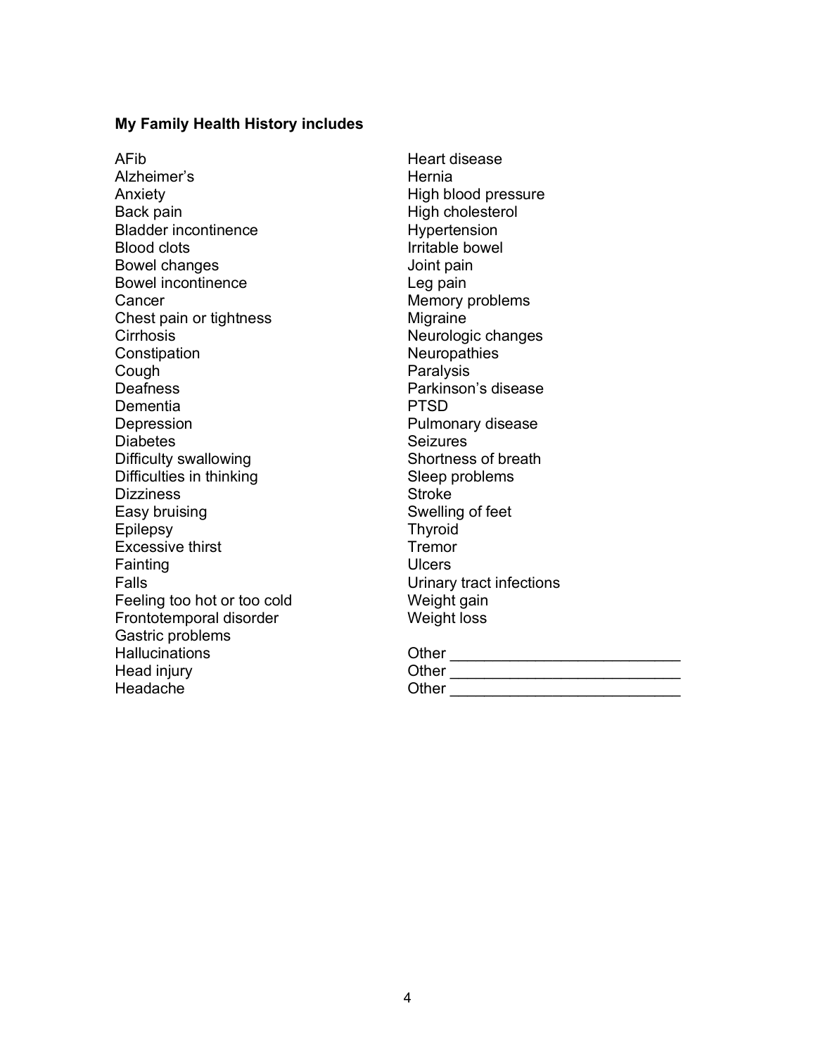**My Family Health History includes**

AFib
Alzheimer's
Anxiety
Back pain
Bladder incontinence
Blood clots
Bowel changes
Bowel incontinence
Cancer
Chest pain or tightness
Cirrhosis
Constipation
Cough
Deafness
Dementia
Depression
Diabetes
Difficulty swallowing
Difficulties in thinking
Dizziness
Easy bruising
Epilepsy
Excessive thirst
Fainting
Falls
Feeling too hot or too cold
Frontotemporal disorder
Gastric problems
Hallucinations
Head injury
Headache
Heart disease
Hernia
High blood pressure
High cholesterol
Hypertension
Irritable bowel
Joint pain
Leg pain
Memory problems
Migraine
Neurologic changes
Neuropathies
Paralysis
Parkinson's disease
PTSD
Pulmonary disease
Seizures
Shortness of breath
Sleep problems
Stroke
Swelling of feet
Thyroid
Tremor
Ulcers
Urinary tract infections
Weight gain
Weight loss

Other ___________________________
Other ___________________________
Other ___________________________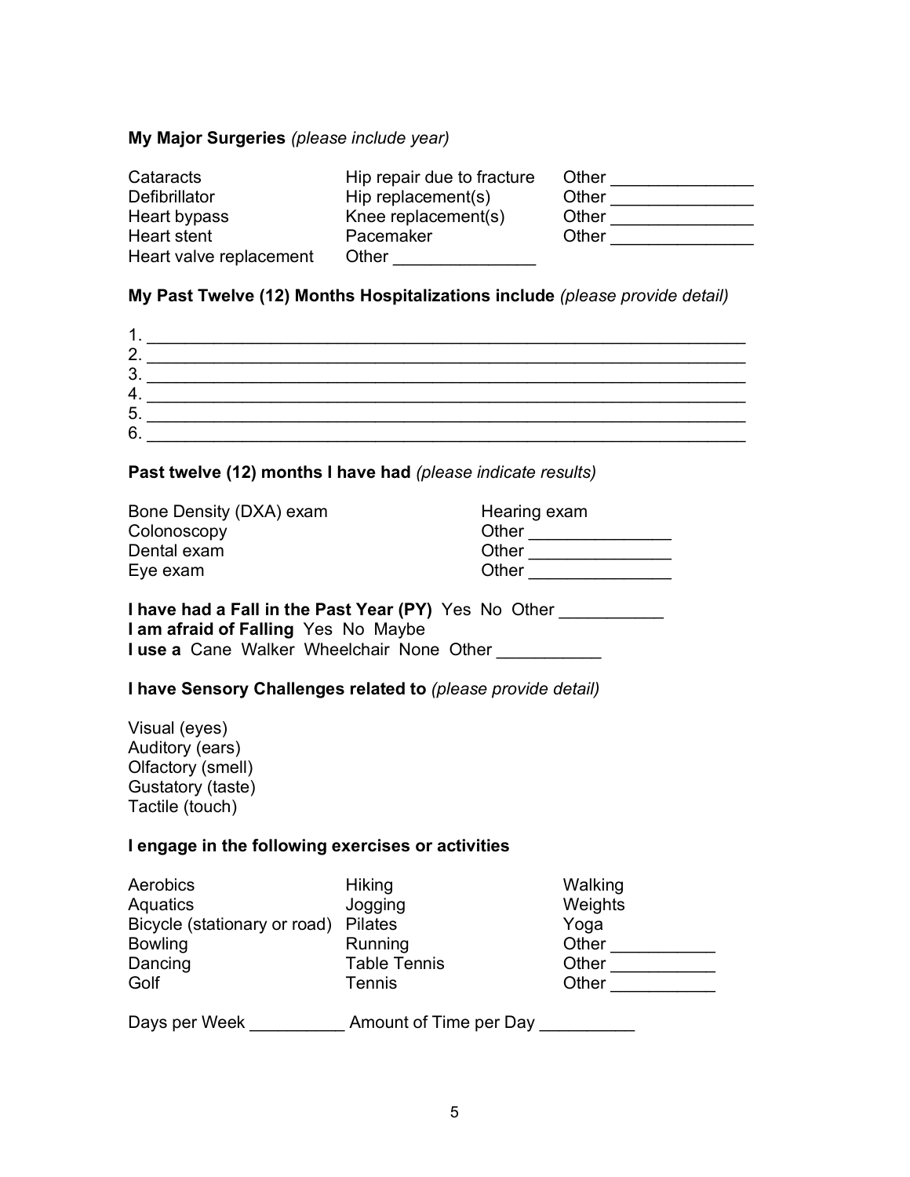**My Major Surgeries** *(please include year)*

| | | |
|---|---|---|
| Cataracts | Hip repair due to fracture | Other _______________ |
| Defibrillator | Hip replacement(s) | Other _______________ |
| Heart bypass | Knee replacement(s) | Other _______________ |
| Heart stent | Pacemaker | Other _______________ |
| Heart valve replacement | Other _______________ | |

**My Past Twelve (12) Months Hospitalizations include** *(please provide detail)*

1. ________________________________________________________________
2. ________________________________________________________________
3. ________________________________________________________________
4. ________________________________________________________________
5. ________________________________________________________________
6. ________________________________________________________________

**Past twelve (12) months I have had** *(please indicate results)*

| | |
|---|---|
| Bone Density (DXA) exam | Hearing exam |
| Colonoscopy | Other _______________ |
| Dental exam | Other _______________ |
| Eye exam | Other _______________ |

**I have had a Fall in the Past Year (PY)** Yes No Other ___________
**I am afraid of Falling** Yes No Maybe
**I use a** Cane Walker Wheelchair None Other ___________

**I have Sensory Challenges related to** *(please provide detail)*

Visual (eyes)
Auditory (ears)
Olfactory (smell)
Gustatory (taste)
Tactile (touch)

**I engage in the following exercises or activities**

| | | |
|---|---|---|
| Aerobics | Hiking | Walking |
| Aquatics | Jogging | Weights |
| Bicycle (stationary or road) | Pilates | Yoga |
| Bowling | Running | Other ___________ |
| Dancing | Table Tennis | Other ___________ |
| Golf | Tennis | Other ___________ |

Days per Week __________ Amount of Time per Day __________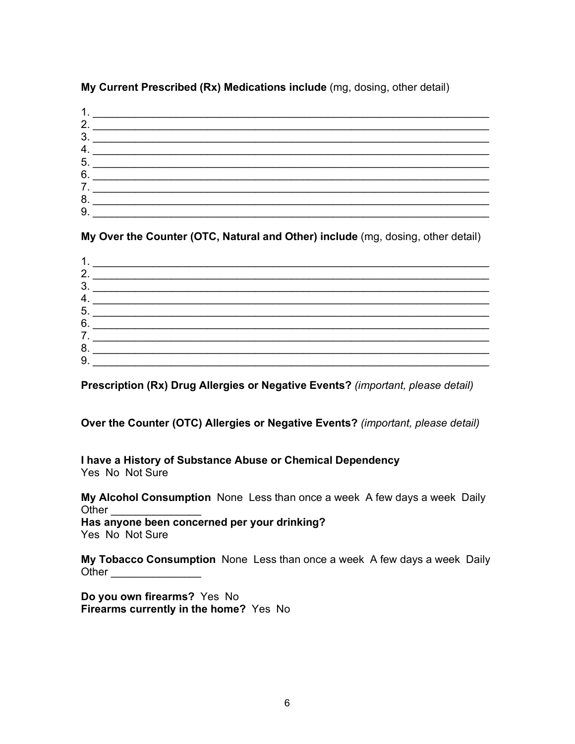**My Current Prescribed (Rx) Medications include** (mg, dosing, other detail)

1. ________________________________________________________________
2. ________________________________________________________________
3. ________________________________________________________________
4. ________________________________________________________________
5. ________________________________________________________________
6. ________________________________________________________________
7. ________________________________________________________________
8. ________________________________________________________________
9. ________________________________________________________________

**My Over the Counter (OTC, Natural and Other) include** (mg, dosing, other detail)

1. ________________________________________________________________
2. ________________________________________________________________
3. ________________________________________________________________
4. ________________________________________________________________
5. ________________________________________________________________
6. ________________________________________________________________
7. ________________________________________________________________
8. ________________________________________________________________
9. ________________________________________________________________

**Prescription (Rx) Drug Allergies or Negative Events?** *(important, please detail)*

**Over the Counter (OTC) Allergies or Negative Events?** *(important, please detail)*

**I have a History of Substance Abuse or Chemical Dependency**
Yes No Not Sure

**My Alcohol Consumption** None Less than once a week A few days a week Daily
Other _______________
**Has anyone been concerned per your drinking?**
Yes No Not Sure

**My Tobacco Consumption** None Less than once a week A few days a week Daily
Other _______________

**Do you own firearms?** Yes No
**Firearms currently in the home?** Yes No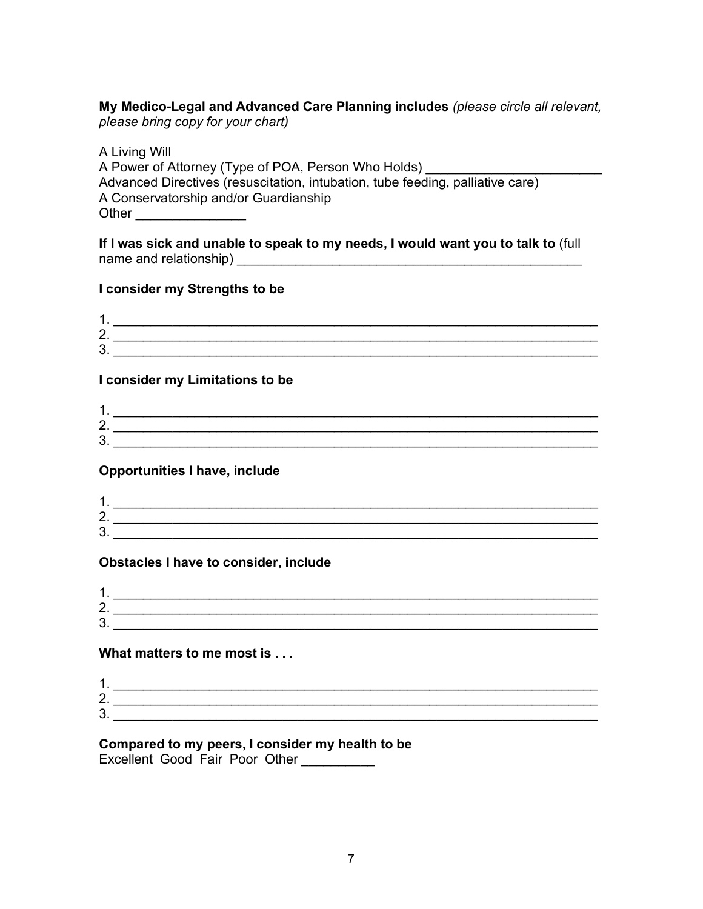**My Medico-Legal and Advanced Care Planning includes** *(please circle all relevant, please bring copy for your chart)*

A Living Will
A Power of Attorney (Type of POA, Person Who Holds) ________________________
Advanced Directives (resuscitation, intubation, tube feeding, palliative care)
A Conservatorship and/or Guardianship
Other _______________

**If I was sick and unable to speak to my needs, I would want you to talk to** (full name and relationship) __________________________________________________

**I consider my Strengths to be**

1. ____________________________________________________________________
2. ____________________________________________________________________
3. ____________________________________________________________________

**I consider my Limitations to be**

1. ____________________________________________________________________
2. ____________________________________________________________________
3. ____________________________________________________________________

**Opportunities I have, include**

1. ____________________________________________________________________
2. ____________________________________________________________________
3. ____________________________________________________________________

**Obstacles I have to consider, include**

1. ____________________________________________________________________
2. ____________________________________________________________________
3. ____________________________________________________________________

**What matters to me most is . . .**

1. ____________________________________________________________________
2. ____________________________________________________________________
3. ____________________________________________________________________

**Compared to my peers, I consider my health to be**
Excellent Good Fair Poor Other __________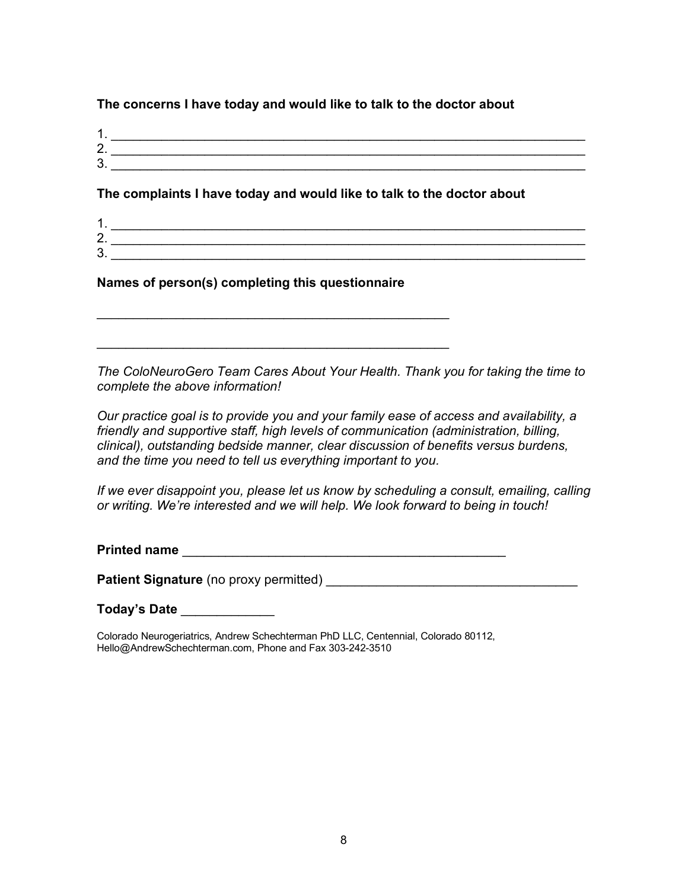**The concerns I have today and would like to talk to the doctor about**

1. ____________________________________________________________________
2. ____________________________________________________________________
3. ____________________________________________________________________

**The complaints I have today and would like to talk to the doctor about**

1. ____________________________________________________________________
2. ____________________________________________________________________
3. ____________________________________________________________________

**Names of person(s) completing this questionnaire**

___________________________________________________

___________________________________________________

*The ColoNeuroGero Team Cares About Your Health. Thank you for taking the time to complete the above information!*

*Our practice goal is to provide you and your family ease of access and availability, a friendly and supportive staff, high levels of communication (administration, billing, clinical), outstanding bedside manner, clear discussion of benefits versus burdens, and the time you need to tell us everything important to you.*

*If we ever disappoint you, please let us know by scheduling a consult, emailing, calling or writing. We're interested and we will help. We look forward to being in touch!*

**Printed name** _______________________________________________

**Patient Signature** (no proxy permitted) ___________________________________

**Today's Date** _____________

Colorado Neurogeriatrics, Andrew Schechterman PhD LLC, Centennial, Colorado 80112, Hello@AndrewSchechterman.com, Phone and Fax 303-242-3510